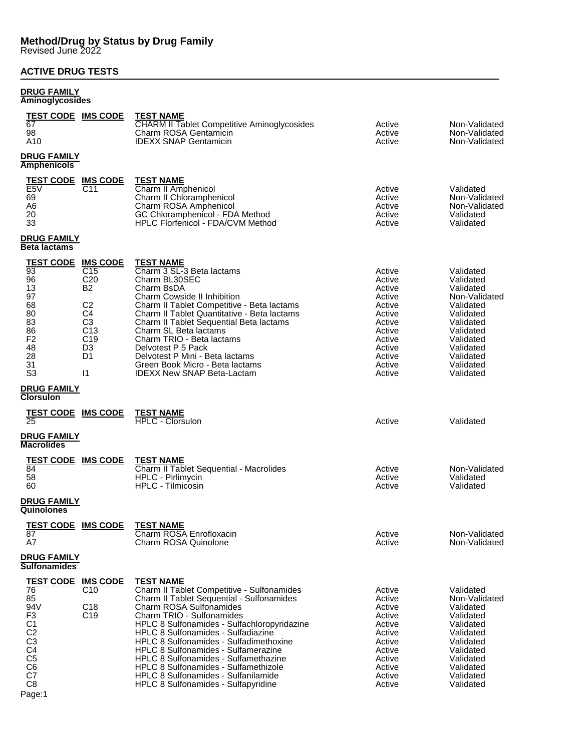# Method/Drug by Status by Drug Family

Revised June 2022

## ACTIVE DRUG TESTS

### DRUG FAMILY
**Aminoglycosides**

| TEST CODE | IMS CODE | TEST NAME | | |
|---|---|---|---|---|
| 67 | | CHARM II Tablet Competitive Aminoglycosides | Active | Non-Validated |
| 98 | | Charm ROSA Gentamicin | Active | Non-Validated |
| A10 | | IDEXX SNAP Gentamicin | Active | Non-Validated |

### DRUG FAMILY
**Amphenicols**

| TEST CODE | IMS CODE | TEST NAME | | |
|---|---|---|---|---|
| E5V | C11 | Charm II Amphenicol | Active | Validated |
| 69 | | Charm II Chloramphenicol | Active | Non-Validated |
| A6 | | Charm ROSA Amphenicol | Active | Non-Validated |
| 20 | | GC Chloramphenicol - FDA Method | Active | Validated |
| 33 | | HPLC Florfenicol - FDA/CVM Method | Active | Validated |

### DRUG FAMILY
**Beta lactams**

| TEST CODE | IMS CODE | TEST NAME | | |
|---|---|---|---|---|
| 93 | C15 | Charm 3 SL-3 Beta lactams | Active | Validated |
| 96 | C20 | Charm BL30SEC | Active | Validated |
| 13 | B2 | Charm BsDA | Active | Validated |
| 97 | | Charm Cowside II Inhibition | Active | Non-Validated |
| 68 | C2 | Charm II Tablet Competitive - Beta lactams | Active | Validated |
| 80 | C4 | Charm II Tablet Quantitative - Beta lactams | Active | Validated |
| 83 | C3 | Charm II Tablet Sequential Beta lactams | Active | Validated |
| 86 | C13 | Charm SL Beta lactams | Active | Validated |
| F2 | C19 | Charm TRIO - Beta lactams | Active | Validated |
| 48 | D3 | Delvotest P 5 Pack | Active | Validated |
| 28 | D1 | Delvotest P Mini - Beta lactams | Active | Validated |
| 31 | | Green Book Micro - Beta lactams | Active | Validated |
| S3 | I1 | IDEXX New SNAP Beta-Lactam | Active | Validated |

### DRUG FAMILY
**Clorsulon**

| TEST CODE | IMS CODE | TEST NAME | | |
|---|---|---|---|---|
| 25 | | HPLC - Clorsulon | Active | Validated |

### DRUG FAMILY
**Macrolides**

| TEST CODE | IMS CODE | TEST NAME | | |
|---|---|---|---|---|
| 84 | | Charm II Tablet Sequential - Macrolides | Active | Non-Validated |
| 58 | | HPLC - Pirlimycin | Active | Validated |
| 60 | | HPLC - Tilmicosin | Active | Validated |

### DRUG FAMILY
**Quinolones**

| TEST CODE | IMS CODE | TEST NAME | | |
|---|---|---|---|---|
| 87 | | Charm ROSA Enrofloxacin | Active | Non-Validated |
| A7 | | Charm ROSA Quinolone | Active | Non-Validated |

### DRUG FAMILY
**Sulfonamides**

| TEST CODE | IMS CODE | TEST NAME | | |
|---|---|---|---|---|
| 76 | C10 | Charm II Tablet Competitive - Sulfonamides | Active | Validated |
| 85 | | Charm II Tablet Sequential - Sulfonamides | Active | Non-Validated |
| 94V | C18 | Charm ROSA Sulfonamides | Active | Validated |
| F3 | C19 | Charm TRIO - Sulfonamides | Active | Validated |
| C1 | | HPLC 8 Sulfonamides - Sulfachloropyridazine | Active | Validated |
| C2 | | HPLC 8 Sulfonamides - Sulfadiazine | Active | Validated |
| C3 | | HPLC 8 Sulfonamides - Sulfadimethoxine | Active | Validated |
| C4 | | HPLC 8 Sulfonamides - Sulfamerazine | Active | Validated |
| C5 | | HPLC 8 Sulfonamides - Sulfamethazine | Active | Validated |
| C6 | | HPLC 8 Sulfonamides - Sulfamethizole | Active | Validated |
| C7 | | HPLC 8 Sulfonamides - Sulfanilamide | Active | Validated |
| C8 | | HPLC 8 Sulfonamides - Sulfapyridine | Active | Validated |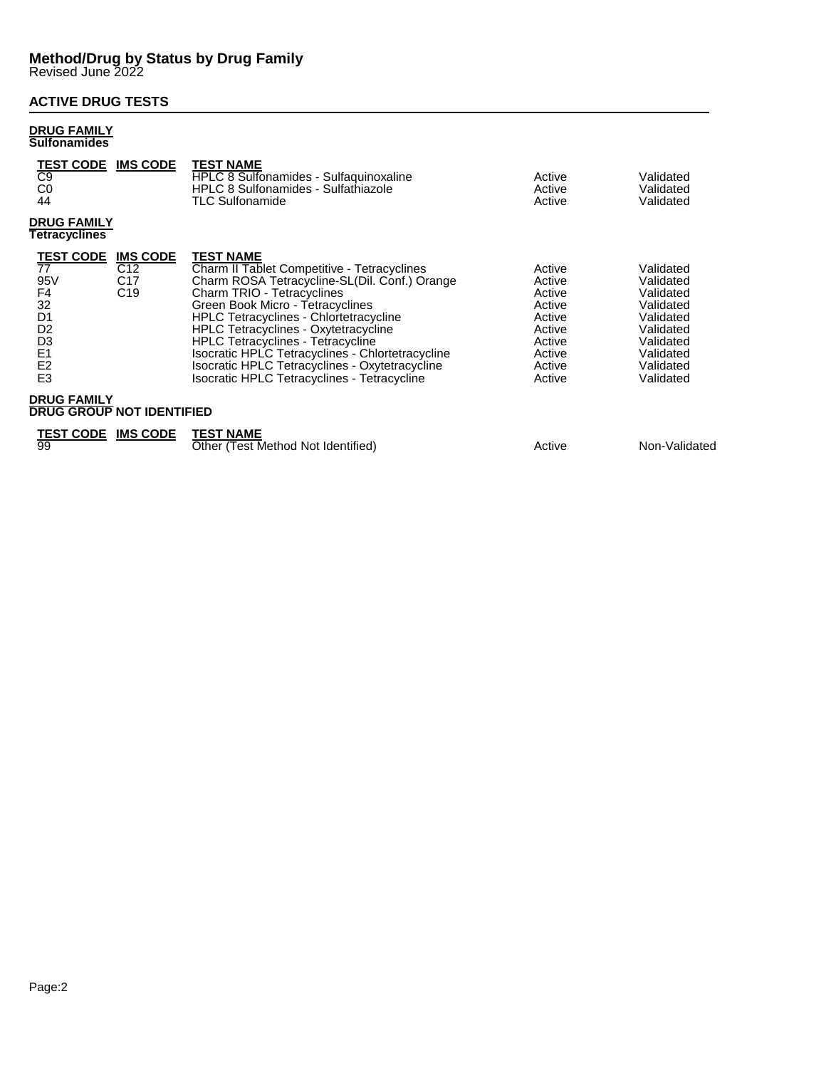# Method/Drug by Status by Drug Family

Revised June 2022

## ACTIVE DRUG TESTS

### DRUG FAMILY
**Sulfonamides**

| TEST CODE | IMS CODE | TEST NAME | | |
|---|---|---|---|---|
| C9 | | HPLC 8 Sulfonamides - Sulfaquinoxaline | Active | Validated |
| C0 | | HPLC 8 Sulfonamides - Sulfathiazole | Active | Validated |
| 44 | | TLC Sulfonamide | Active | Validated |

### DRUG FAMILY
**Tetracyclines**

| TEST CODE | IMS CODE | TEST NAME | | |
|---|---|---|---|---|
| 77 | C12 | Charm II Tablet Competitive - Tetracyclines | Active | Validated |
| 95V | C17 | Charm ROSA Tetracycline-SL(Dil. Conf.) Orange | Active | Validated |
| F4 | C19 | Charm TRIO - Tetracyclines | Active | Validated |
| 32 | | Green Book Micro - Tetracyclines | Active | Validated |
| D1 | | HPLC Tetracyclines - Chlortetracycline | Active | Validated |
| D2 | | HPLC Tetracyclines - Oxytetracycline | Active | Validated |
| D3 | | HPLC Tetracyclines - Tetracycline | Active | Validated |
| E1 | | Isocratic HPLC Tetracyclines - Chlortetracycline | Active | Validated |
| E2 | | Isocratic HPLC Tetracyclines - Oxytetracycline | Active | Validated |
| E3 | | Isocratic HPLC Tetracyclines - Tetracycline | Active | Validated |

### DRUG FAMILY
**DRUG GROUP NOT IDENTIFIED**

| TEST CODE | IMS CODE | TEST NAME | | |
|---|---|---|---|---|
| 99 | | Other (Test Method Not Identified) | Active | Non-Validated |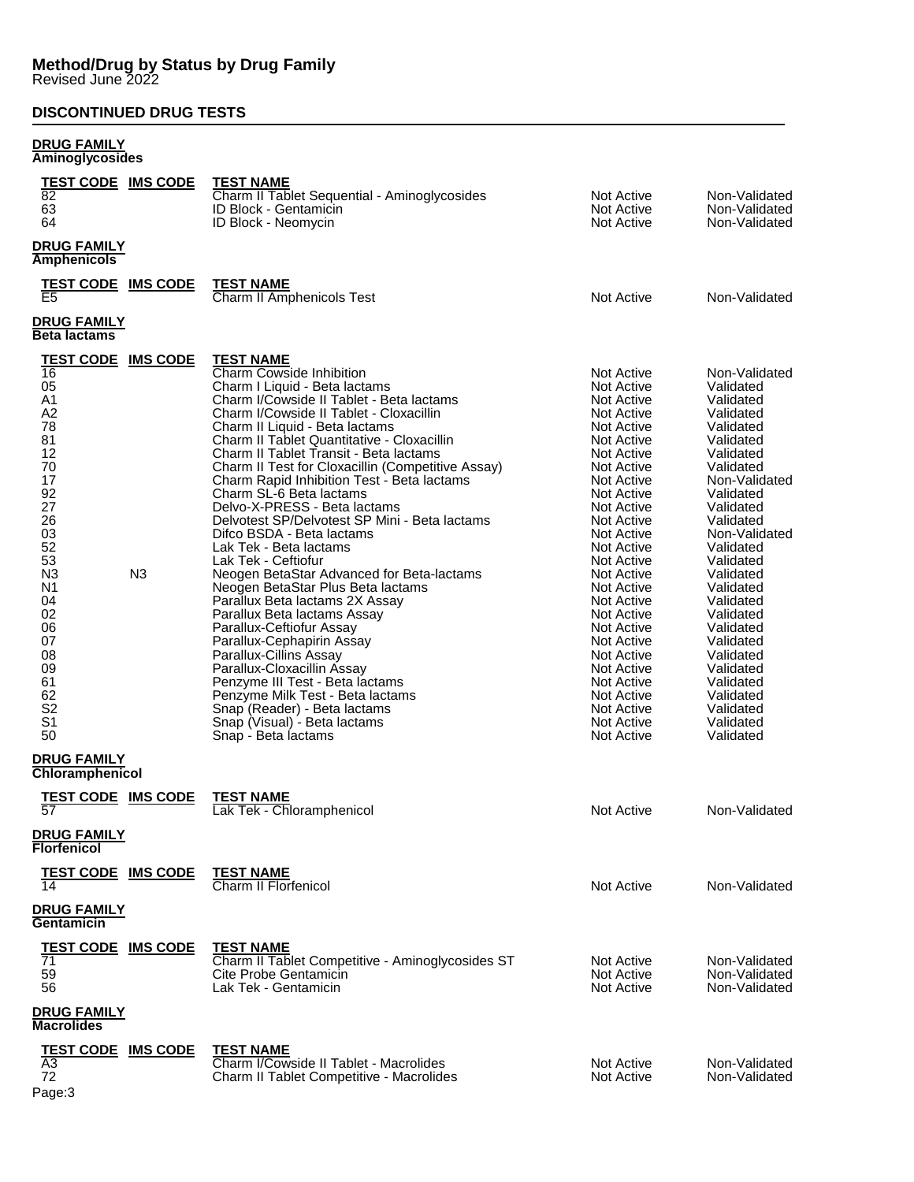# Method/Drug by Status by Drug Family

Revised June 2022

## DISCONTINUED DRUG TESTS

### DRUG FAMILY
**Aminoglycosides**

| TEST CODE | IMS CODE | TEST NAME | | |
|---|---|---|---|---|
| 82 | | Charm II Tablet Sequential - Aminoglycosides | Not Active | Non-Validated |
| 63 | | ID Block - Gentamicin | Not Active | Non-Validated |
| 64 | | ID Block - Neomycin | Not Active | Non-Validated |

### DRUG FAMILY
**Amphenicols**

| TEST CODE | IMS CODE | TEST NAME | | |
|---|---|---|---|---|
| E5 | | Charm II Amphenicols Test | Not Active | Non-Validated |

### DRUG FAMILY
**Beta lactams**

| TEST CODE | IMS CODE | TEST NAME | | |
|---|---|---|---|---|
| 16 | | Charm Cowside Inhibition | Not Active | Non-Validated |
| 05 | | Charm I Liquid - Beta lactams | Not Active | Validated |
| A1 | | Charm I/Cowside II Tablet - Beta lactams | Not Active | Validated |
| A2 | | Charm I/Cowside II Tablet - Cloxacillin | Not Active | Validated |
| 78 | | Charm II Liquid - Beta lactams | Not Active | Validated |
| 81 | | Charm II Tablet Quantitative - Cloxacillin | Not Active | Validated |
| 12 | | Charm II Tablet Transit - Beta lactams | Not Active | Validated |
| 70 | | Charm II Test for Cloxacillin (Competitive Assay) | Not Active | Validated |
| 17 | | Charm Rapid Inhibition Test - Beta lactams | Not Active | Non-Validated |
| 92 | | Charm SL-6 Beta lactams | Not Active | Validated |
| 27 | | Delvo-X-PRESS - Beta lactams | Not Active | Validated |
| 26 | | Delvotest SP/Delvotest SP Mini - Beta lactams | Not Active | Validated |
| 03 | | Difco BSDA - Beta lactams | Not Active | Non-Validated |
| 52 | | Lak Tek - Beta lactams | Not Active | Validated |
| 53 | | Lak Tek - Ceftiofur | Not Active | Validated |
| N3 | N3 | Neogen BetaStar Advanced for Beta-lactams | Not Active | Validated |
| N1 | | Neogen BetaStar Plus Beta lactams | Not Active | Validated |
| 04 | | Parallux Beta lactams 2X Assay | Not Active | Validated |
| 02 | | Parallux Beta lactams Assay | Not Active | Validated |
| 06 | | Parallux-Ceftiofur Assay | Not Active | Validated |
| 07 | | Parallux-Cephapirin Assay | Not Active | Validated |
| 08 | | Parallux-Cillins Assay | Not Active | Validated |
| 09 | | Parallux-Cloxacillin Assay | Not Active | Validated |
| 61 | | Penzyme III Test - Beta lactams | Not Active | Validated |
| 62 | | Penzyme Milk Test - Beta lactams | Not Active | Validated |
| S2 | | Snap (Reader) - Beta lactams | Not Active | Validated |
| S1 | | Snap (Visual) - Beta lactams | Not Active | Validated |
| 50 | | Snap - Beta lactams | Not Active | Validated |

### DRUG FAMILY
**Chloramphenicol**

| TEST CODE | IMS CODE | TEST NAME | | |
|---|---|---|---|---|
| 57 | | Lak Tek - Chloramphenicol | Not Active | Non-Validated |

### DRUG FAMILY
**Florfenicol**

| TEST CODE | IMS CODE | TEST NAME | | |
|---|---|---|---|---|
| 14 | | Charm II Florfenicol | Not Active | Non-Validated |

### DRUG FAMILY
**Gentamicin**

| TEST CODE | IMS CODE | TEST NAME | | |
|---|---|---|---|---|
| 71 | | Charm II Tablet Competitive - Aminoglycosides ST | Not Active | Non-Validated |
| 59 | | Cite Probe Gentamicin | Not Active | Non-Validated |
| 56 | | Lak Tek - Gentamicin | Not Active | Non-Validated |

### DRUG FAMILY
**Macrolides**

| TEST CODE | IMS CODE | TEST NAME | | |
|---|---|---|---|---|
| A3 | | Charm I/Cowside II Tablet - Macrolides | Not Active | Non-Validated |
| 72 | | Charm II Tablet Competitive - Macrolides | Not Active | Non-Validated |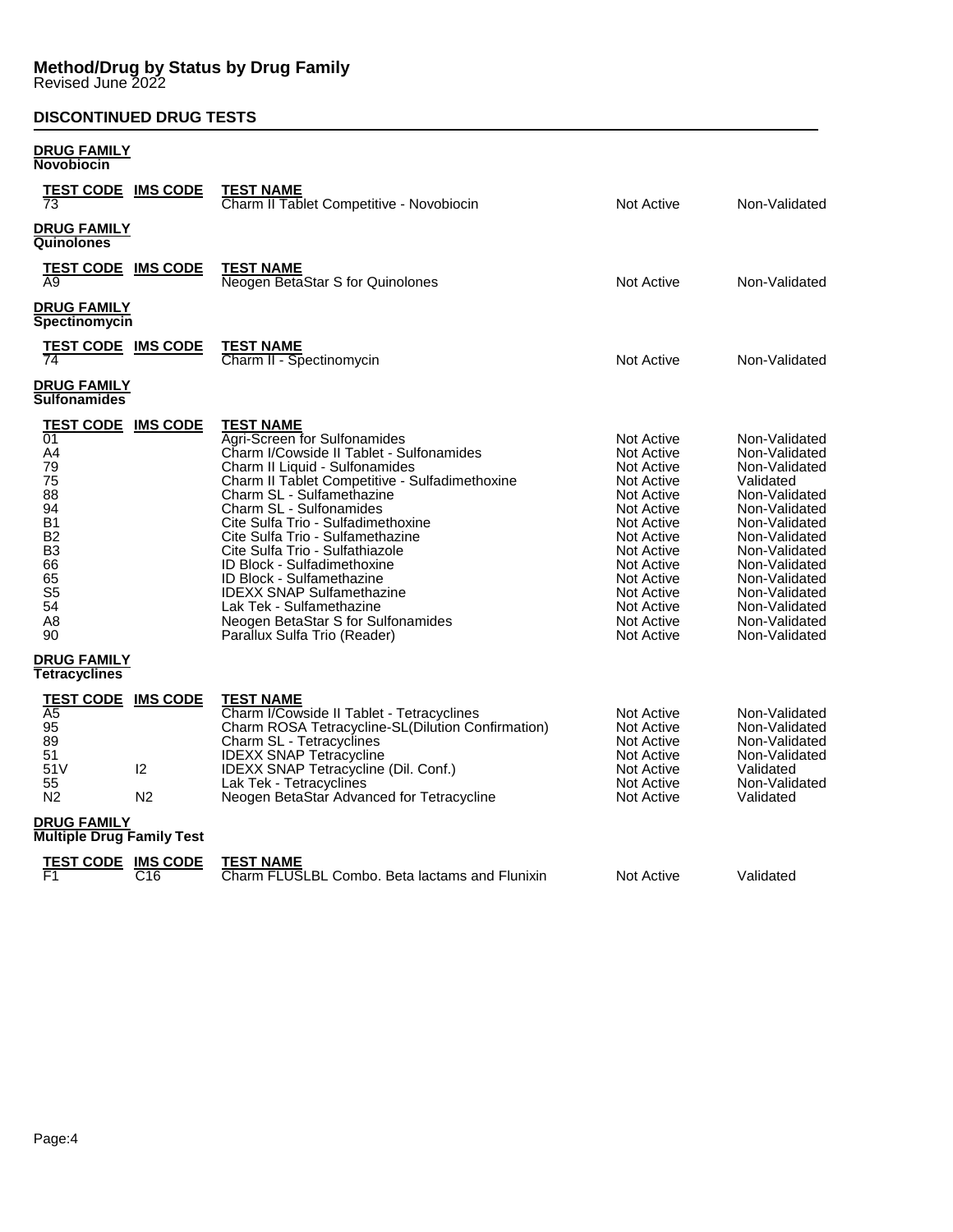# Method/Drug by Status by Drug Family

Revised June 2022

## DISCONTINUED DRUG TESTS

**DRUG FAMILY**
**Novobiocin**

| TEST CODE | IMS CODE | TEST NAME | | |
|---|---|---|---|---|
| 73 | | Charm II Tablet Competitive - Novobiocin | Not Active | Non-Validated |

**DRUG FAMILY**
**Quinolones**

| TEST CODE | IMS CODE | TEST NAME | | |
|---|---|---|---|---|
| A9 | | Neogen BetaStar S for Quinolones | Not Active | Non-Validated |

**DRUG FAMILY**
**Spectinomycin**

| TEST CODE | IMS CODE | TEST NAME | | |
|---|---|---|---|---|
| 74 | | Charm II - Spectinomycin | Not Active | Non-Validated |

**DRUG FAMILY**
**Sulfonamides**

| TEST CODE | IMS CODE | TEST NAME | | |
|---|---|---|---|---|
| 01 | | Agri-Screen for Sulfonamides | Not Active | Non-Validated |
| A4 | | Charm I/Cowside II Tablet - Sulfonamides | Not Active | Non-Validated |
| 79 | | Charm II Liquid - Sulfonamides | Not Active | Non-Validated |
| 75 | | Charm II Tablet Competitive - Sulfadimethoxine | Not Active | Validated |
| 88 | | Charm SL - Sulfamethazine | Not Active | Non-Validated |
| 94 | | Charm SL - Sulfonamides | Not Active | Non-Validated |
| B1 | | Cite Sulfa Trio - Sulfadimethoxine | Not Active | Non-Validated |
| B2 | | Cite Sulfa Trio - Sulfamethazine | Not Active | Non-Validated |
| B3 | | Cite Sulfa Trio - Sulfathiazole | Not Active | Non-Validated |
| 66 | | ID Block - Sulfadimethoxine | Not Active | Non-Validated |
| 65 | | ID Block - Sulfamethazine | Not Active | Non-Validated |
| S5 | | IDEXX SNAP Sulfamethazine | Not Active | Non-Validated |
| 54 | | Lak Tek - Sulfamethazine | Not Active | Non-Validated |
| A8 | | Neogen BetaStar S for Sulfonamides | Not Active | Non-Validated |
| 90 | | Parallux Sulfa Trio (Reader) | Not Active | Non-Validated |

**DRUG FAMILY**
**Tetracyclines**

| TEST CODE | IMS CODE | TEST NAME | | |
|---|---|---|---|---|
| A5 | | Charm I/Cowside II Tablet - Tetracyclines | Not Active | Non-Validated |
| 95 | | Charm ROSA Tetracycline-SL(Dilution Confirmation) | Not Active | Non-Validated |
| 89 | | Charm SL - Tetracyclines | Not Active | Non-Validated |
| 51 | | IDEXX SNAP Tetracycline | Not Active | Non-Validated |
| 51V | I2 | IDEXX SNAP Tetracycline (Dil. Conf.) | Not Active | Validated |
| 55 | | Lak Tek - Tetracyclines | Not Active | Non-Validated |
| N2 | N2 | Neogen BetaStar Advanced for Tetracycline | Not Active | Validated |

**DRUG FAMILY**
**Multiple Drug Family Test**

| TEST CODE | IMS CODE | TEST NAME | | |
|---|---|---|---|---|
| F1 | C16 | Charm FLUSLBL Combo. Beta lactams and Flunixin | Not Active | Validated |